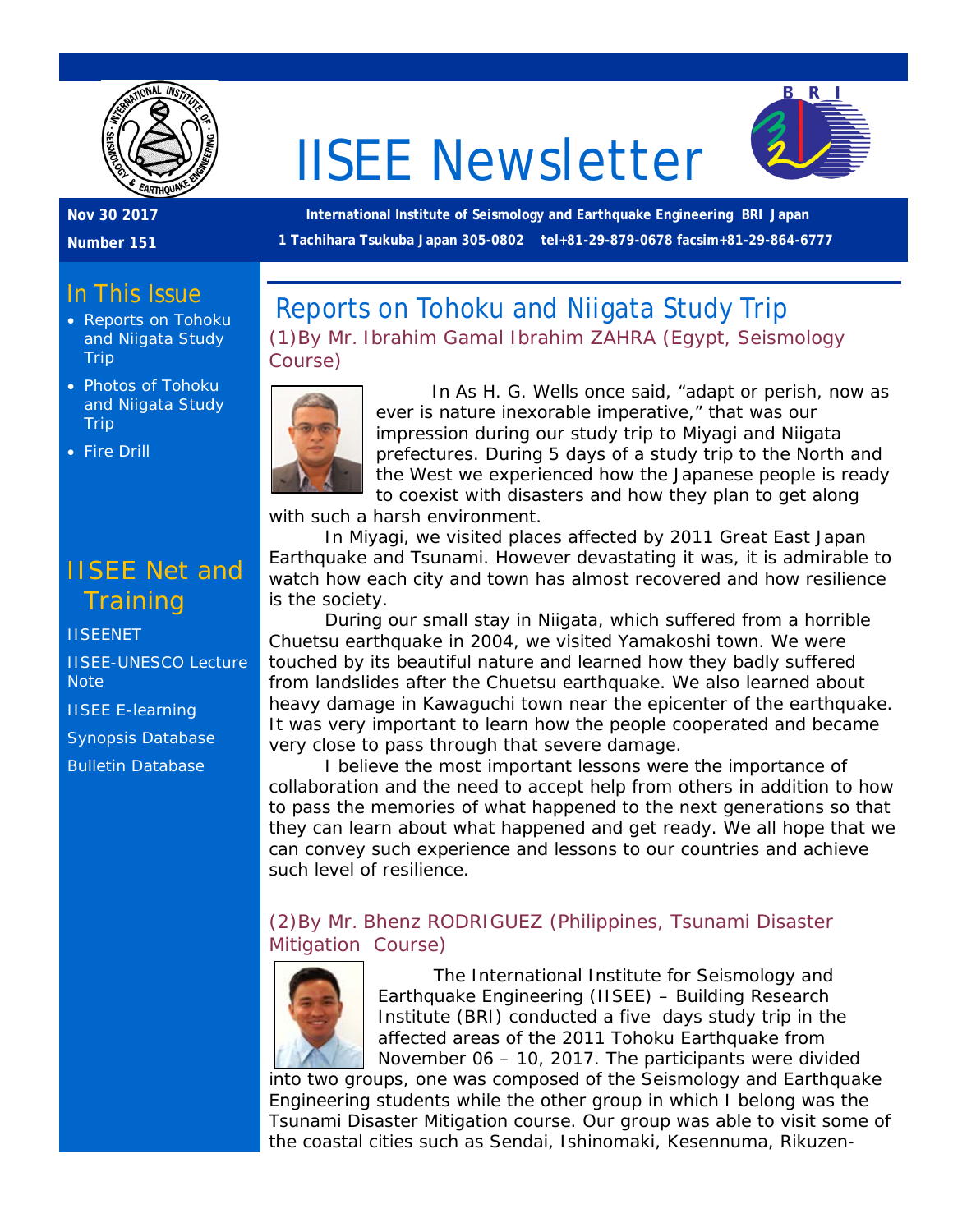# IISEE Newsletter

**Nov 30 2017**

**Number 151**

**International Institute of Seismology and Earthquake Engineering BRI Japan**

**1 Tachihara Tsukuba Japan 305-0802 tel+81-29-879-0678 facsim+81-29-864-6777**

## In This Issue

- Reports on Tohoku and Niigata Study Trip
- Photos of Tohoku and Niigata Study Trip
- Fire Drill

## IISEE Net and Training

IISEENET

IISEE-UNESCO Lecture Note

IISEE E-learning

Synopsis Database

Bulletin Database

## Reports on Tohoku and Niigata Study Trip

### (1)By Mr. Ibrahim Gamal Ibrahim ZAHRA (Egypt, Seismology Course)

In As H. G. Wells once said, "adapt or perish, now as ever is nature inexorable imperative," that was our impression during our study trip to Miyagi and Niigata prefectures. During 5 days of a study trip to the North and the West we experienced how the Japanese people is ready to coexist with disasters and how they plan to get along with such a harsh environment.

In Miyagi, we visited places affected by 2011 Great East Japan Earthquake and Tsunami. However devastating it was, it is admirable to watch how each city and town has almost recovered and how resilience is the society.

During our small stay in Niigata, which suffered from a horrible Chuetsu earthquake in 2004, we visited Yamakoshi town. We were touched by its beautiful nature and learned how they badly suffered from landslides after the Chuetsu earthquake. We also learned about heavy damage in Kawaguchi town near the epicenter of the earthquake. It was very important to learn how the people cooperated and became very close to pass through that severe damage.

I believe the most important lessons were the importance of collaboration and the need to accept help from others in addition to how to pass the memories of what happened to the next generations so that they can learn about what happened and get ready. We all hope that we can convey such experience and lessons to our countries and achieve such level of resilience.

### (2)By Mr. Bhenz RODRIGUEZ (Philippines, Tsunami Disaster Mitigation Course)

The International Institute for Seismology and Earthquake Engineering (IISEE) – Building Research Institute (BRI) conducted a five days study trip in the affected areas of the 2011 Tohoku Earthquake from November 06 – 10, 2017. The participants were divided into two groups, one was composed of the Seismology and Earthquake Engineering students while the other group in which I belong was the Tsunami Disaster Mitigation course. Our group was able to visit some of the coastal cities such as Sendai, Ishinomaki, Kesennuma, Rikuzen-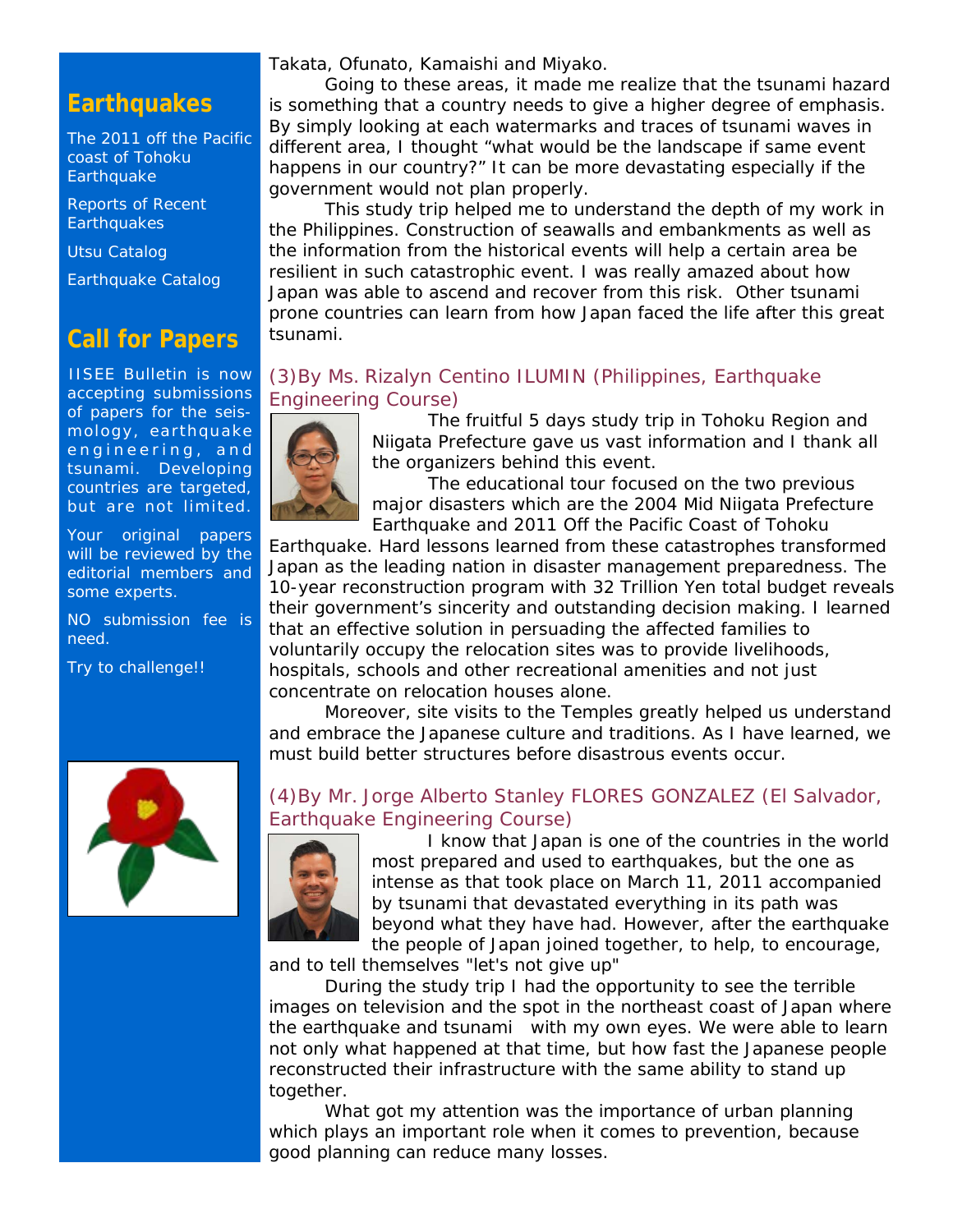## Earthquakes

The 2011 off the Pacific coast of Tohoku Earthquake

Reports of Recent Earthquakes

Utsu Catalog

Earthquake Catalog

## Call for Papers

IISEE Bulletin is now accepting submissions of papers for the seismology, earthquake engineering, and tsunami. Developing countries are targeted, but are not limited.

Your original papers will be reviewed by the editorial members and some experts.

NO submission fee is need.

Try to challenge!!

Takata, Ofunato, Kamaishi and Miyako.

Going to these areas, it made me realize that the tsunami hazard is something that a country needs to give a higher degree of emphasis. By simply looking at each watermarks and traces of tsunami waves in different area, I thought "what would be the landscape if same event happens in our country?" It can be more devastating especially if the government would not plan properly.

This study trip helped me to understand the depth of my work in the Philippines. Construction of seawalls and embankments as well as the information from the historical events will help a certain area be resilient in such catastrophic event. I was really amazed about how Japan was able to ascend and recover from this risk. Other tsunami prone countries can learn from how Japan faced the life after this great tsunami.

### (3)By Ms. Rizalyn Centino ILUMIN (Philippines, Earthquake Engineering Course)

The fruitful 5 days study trip in Tohoku Region and Niigata Prefecture gave us vast information and I thank all the organizers behind this event.

The educational tour focused on the two previous major disasters which are the 2004 Mid Niigata Prefecture Earthquake and 2011 Off the Pacific Coast of Tohoku Earthquake. Hard lessons learned from these catastrophes transformed Japan as the leading nation in disaster management preparedness. The 10-year reconstruction program with 32 Trillion Yen total budget reveals their government's sincerity and outstanding decision making. I learned that an effective solution in persuading the affected families to voluntarily occupy the relocation sites was to provide livelihoods, hospitals, schools and other recreational amenities and not just concentrate on relocation houses alone.

Moreover, site visits to the Temples greatly helped us understand and embrace the Japanese culture and traditions. As I have learned, we must build better structures before disastrous events occur.

### (4)By Mr. Jorge Alberto Stanley FLORES GONZALEZ (El Salvador, Earthquake Engineering Course)

I know that Japan is one of the countries in the world most prepared and used to earthquakes, but the one as intense as that took place on March 11, 2011 accompanied by tsunami that devastated everything in its path was beyond what they have had. However, after the earthquake the people of Japan joined together, to help, to encourage, and to tell themselves "let's not give up"

During the study trip I had the opportunity to see the terrible images on television and the spot in the northeast coast of Japan where the earthquake and tsunami with my own eyes. We were able to learn not only what happened at that time, but how fast the Japanese people reconstructed their infrastructure with the same ability to stand up together.

What got my attention was the importance of urban planning which plays an important role when it comes to prevention, because good planning can reduce many losses.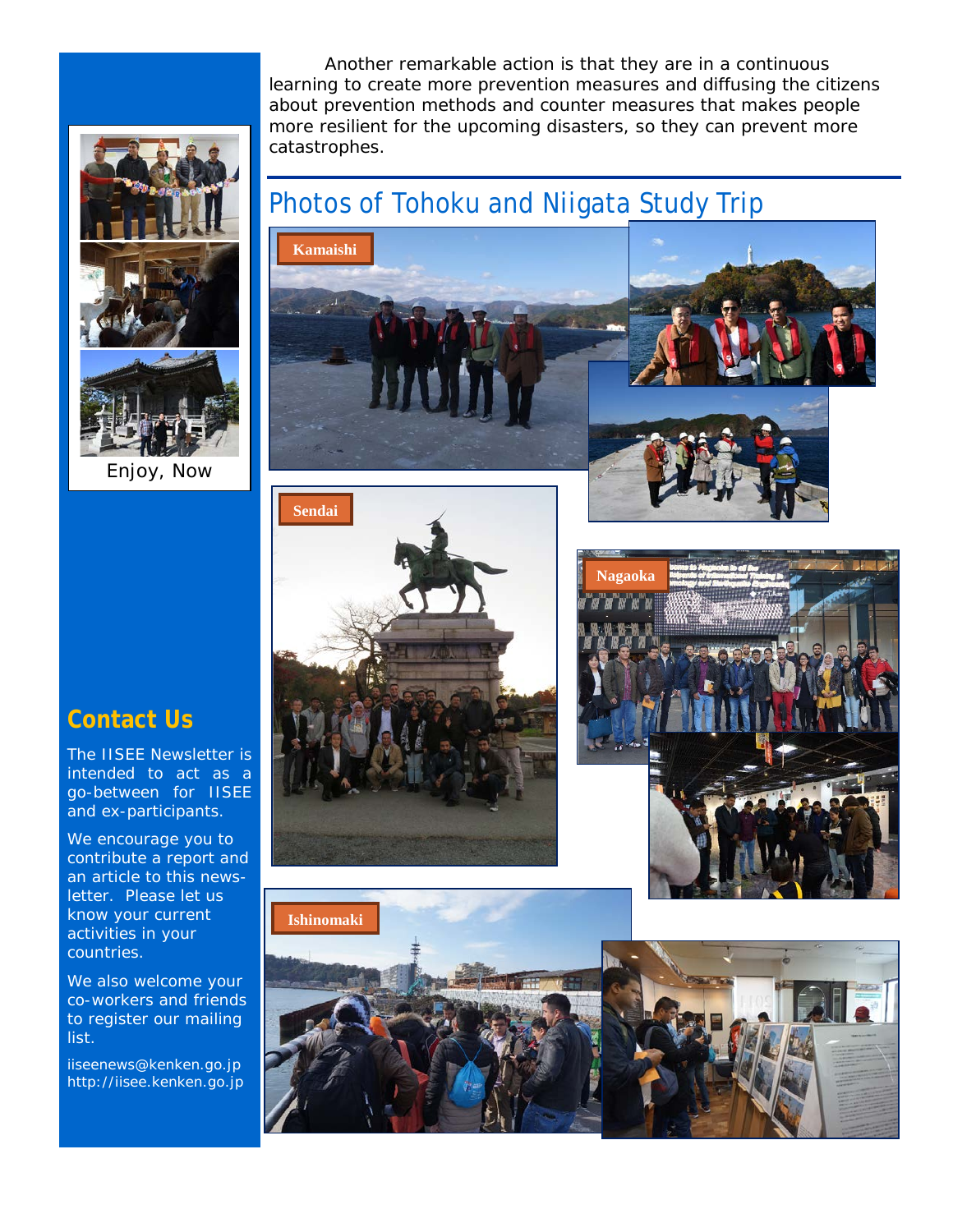Another remarkable action is that they are in a continuous learning to create more prevention measures and diffusing the citizens about prevention methods and counter measures that makes people more resilient for the upcoming disasters, so they can prevent more catastrophes.

## Photos of Tohoku and Niigata Study Trip

Kamaishi

Sendai

Nagaoka

Ishinomaki

Enjoy, Now

## Contact Us

The IISEE Newsletter is intended to act as a go-between for IISEE and ex-participants.

We encourage you to contribute a report and an article to this news-letter. Please let us know your current activities in your countries.

We also welcome your co-workers and friends to register our mailing list.

iiseenews@kenken.go.jp
http://iisee.kenken.go.jp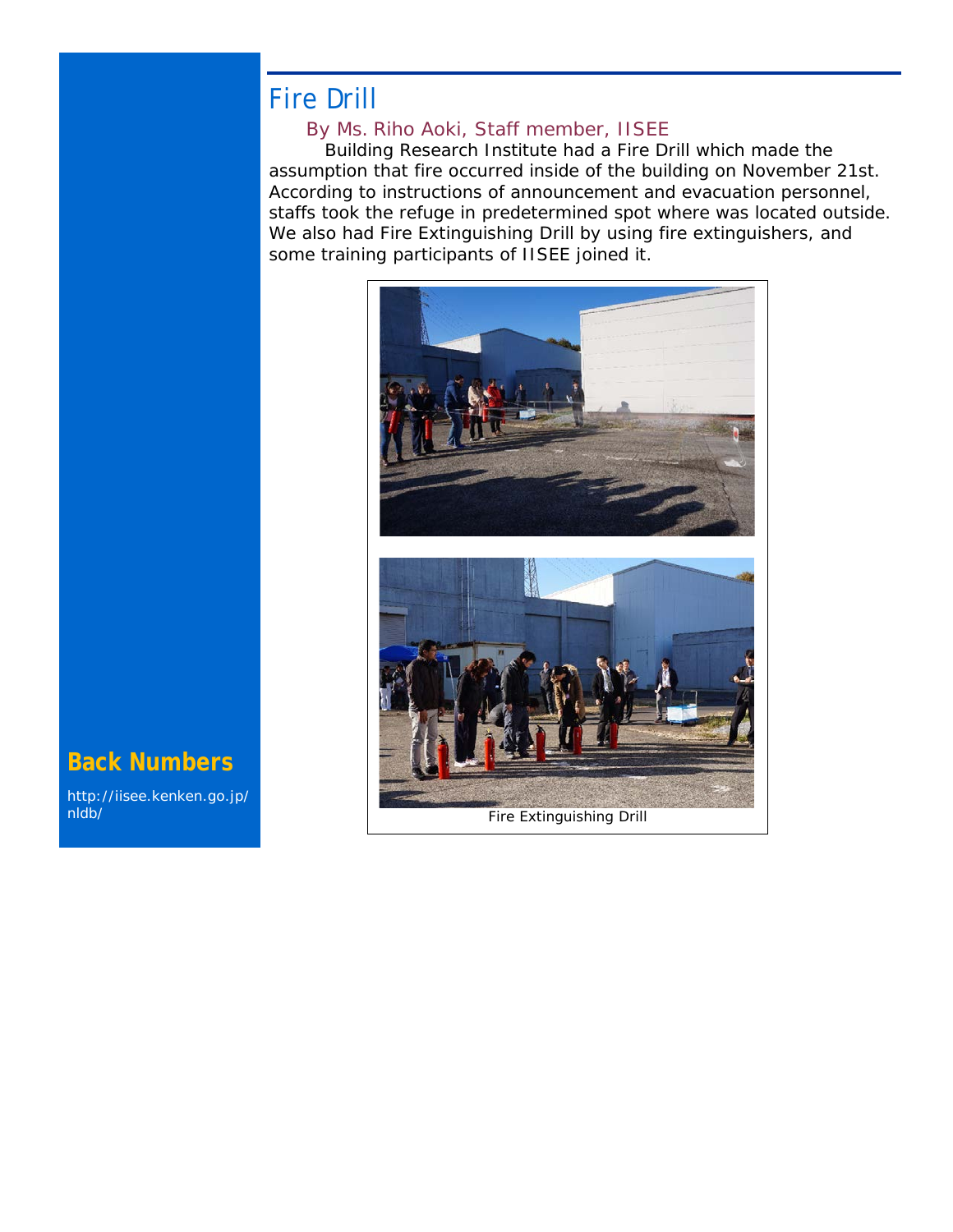# Fire Drill

By Ms. Riho Aoki, Staff member, IISEE

Building Research Institute had a Fire Drill which made the assumption that fire occurred inside of the building on November 21st. According to instructions of announcement and evacuation personnel, staffs took the refuge in predetermined spot where was located outside. We also had Fire Extinguishing Drill by using fire extinguishers, and some training participants of IISEE joined it.

Fire Extinguishing Drill

## Back Numbers

http://iisee.kenken.go.jp/nldb/